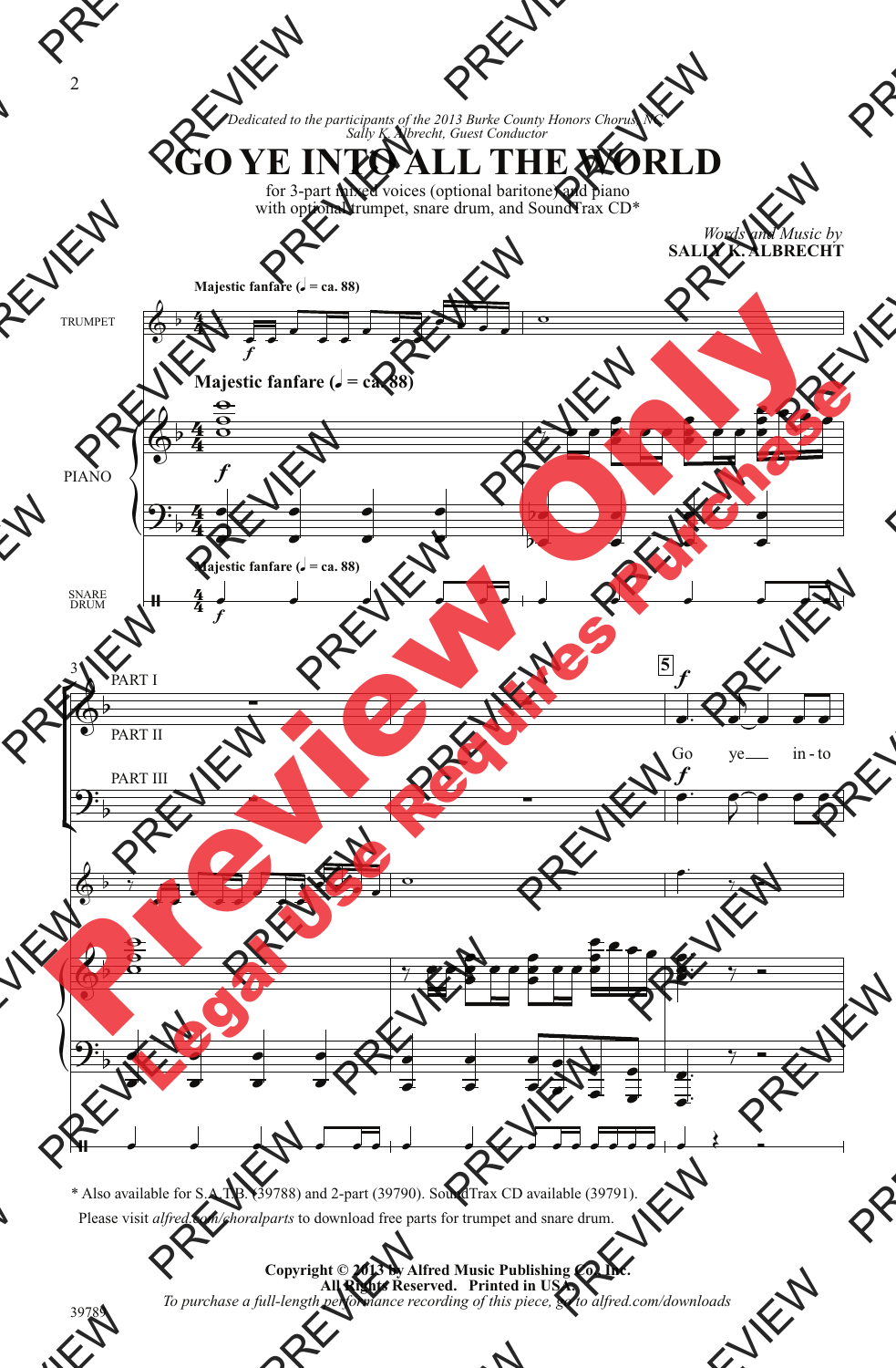*Dedicated to the participants of the 2013 Burke County Honors Chorus, NC*
*Sally K. Albrecht, Guest Conductor*

# GO YE INTO ALL THE WORLD

for 3-part mixed voices (optional baritone) and piano
with optional trumpet, snare drum, and SoundTrax CD*

*Words and Music by*
**SALLY K. ALBRECHT**

**Majestic fanfare** (♩ = ca. 88)

TRUMPET

PIANO

SNARE DRUM

PART I

PART II

PART III

Go ye in - to

* Also available for S.A.T.B. (39788) and 2-part (39790). SoundTrax CD available (39791).
Please visit *alfred.com/choralparts* to download free parts for trumpet and snare drum.

**Copyright © 2013 by Alfred Music Publishing Co., Inc.**
**All Rights Reserved. Printed in USA.**
*To purchase a full-length performance recording of this piece, go to alfred.com/downloads*

39789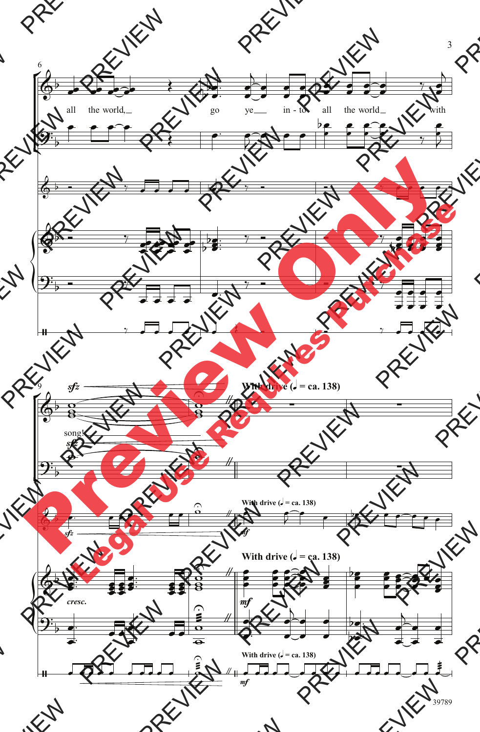all the world, go ye in - to all the world with

song!

**With drive (♩ = ca. 138)**

*sfz*

*cresc.*

*mf*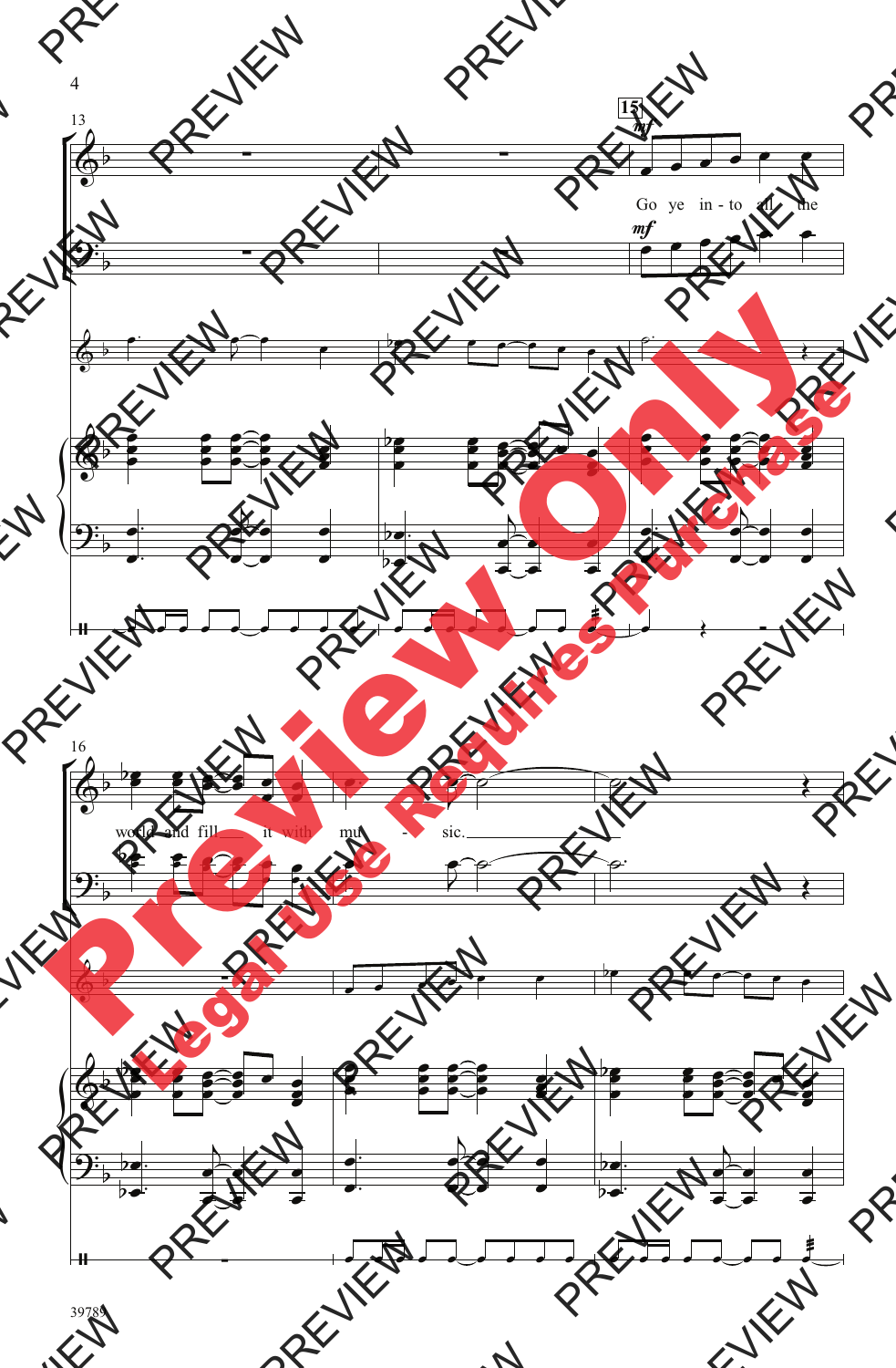13

15

*mf*

Go ye in - to all the

*mf*

16

world and fill it with mu - sic.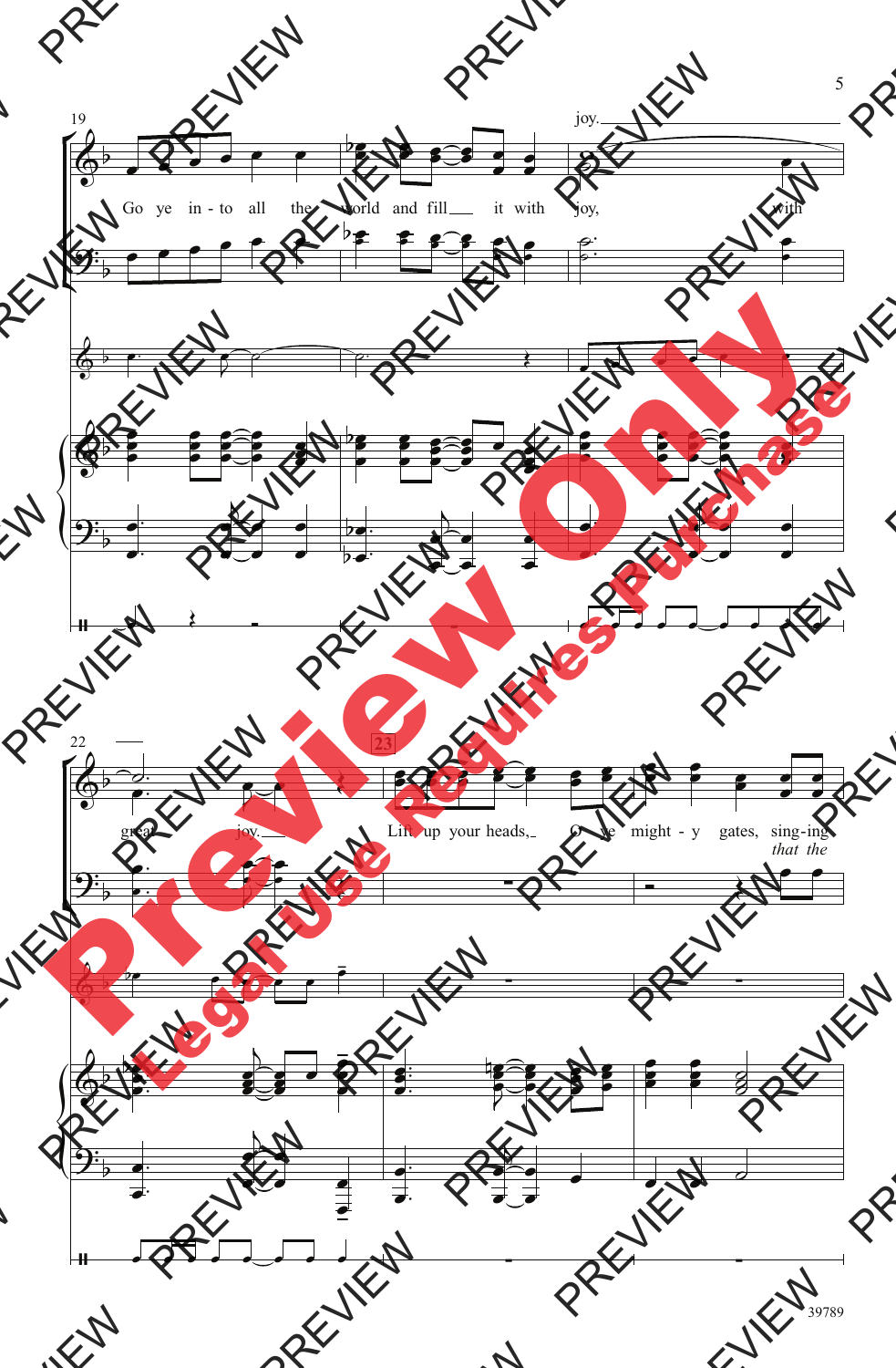19

joy.

Go ye in - to all the world and fill it with joy, with

22

23

great joy. Lift up your heads, O ye might - y gates, sing-ing

*that the*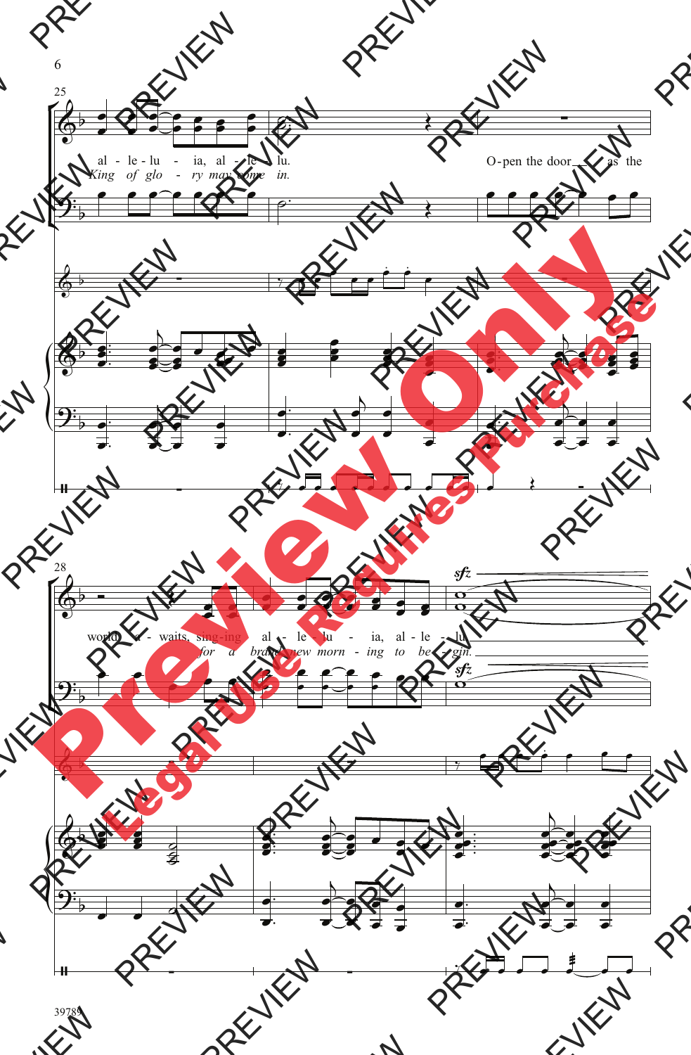al - le - lu - ia, al - le - lu.

*King of glo - ry may come in.*

O - pen the door as the

world a - waits, sing - ing al - le - lu - ia, al - le - lu.

*for a brand new morn - ing to be - gin.*

39789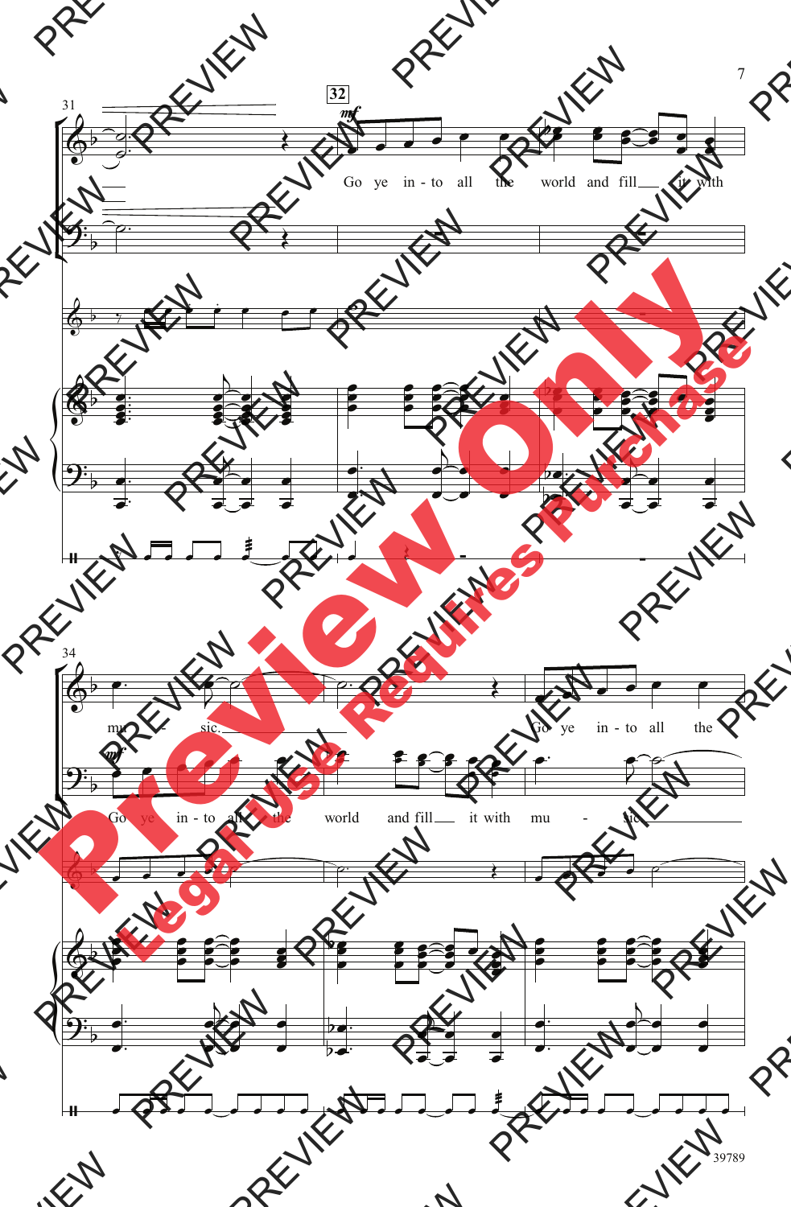31

32

*mf*

Go ye in - to all the world and fill ___ it with

34

mu - sic. ___

Go ye in - to all the

*mf*

Go ye in - to all the world and fill ___ it with mu - sic. ___

39789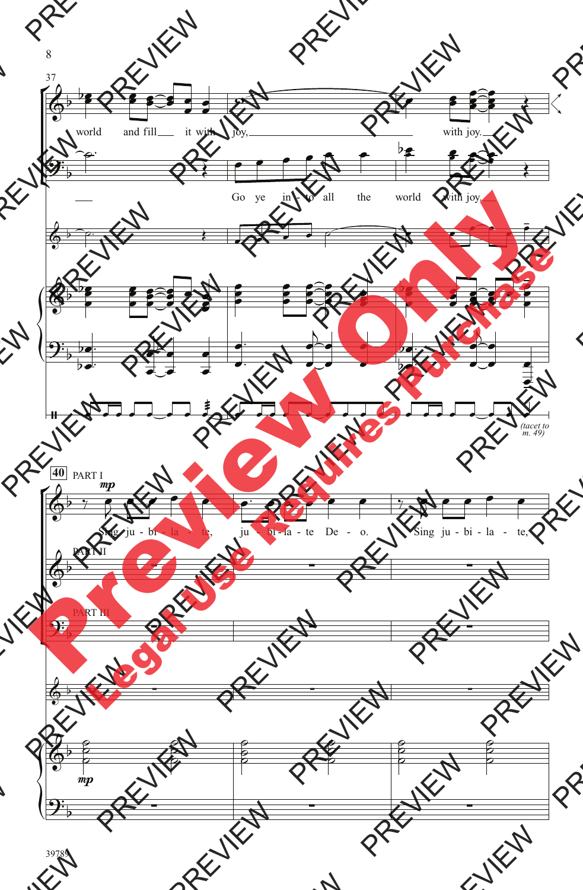37

world and fill it with joy, with joy.

Go ye in - to all the world with joy.

*(tacet to m. 49)*

40 PART I

*mp*

Sing ju - bi - la - te, ju - bi - la - te De - o. Sing ju - bi - la - te,

PART II

PART III

*mp*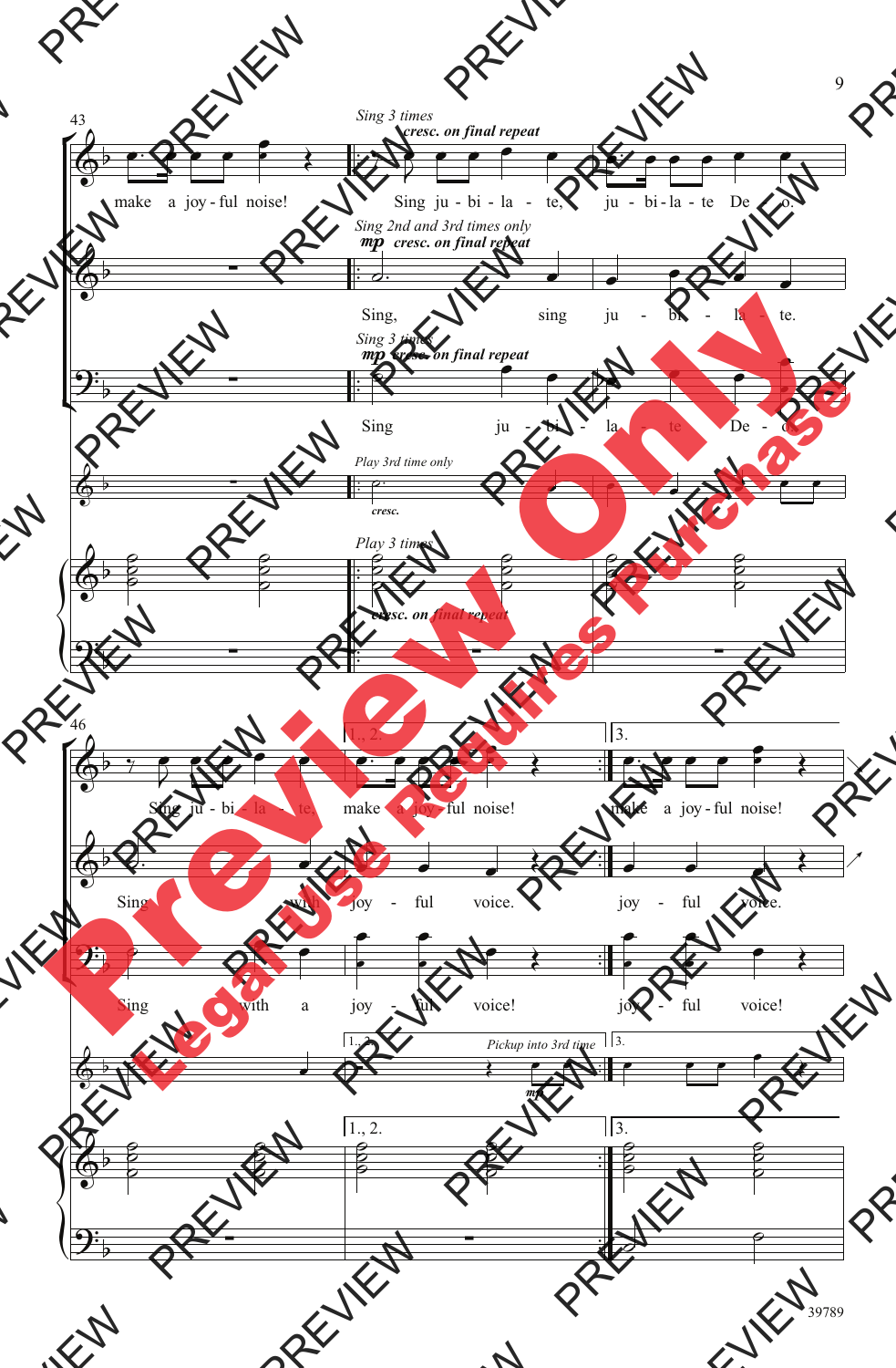43

*Sing 3 times*
**cresc. on final repeat**

make a joy - ful noise! Sing ju - bi - la - te, ju - bi - la - te De - o.

*Sing 2nd and 3rd times only*
***mp* cresc. on final repeat**

Sing, sing ju - bi - la - te.

*Sing 3 times*
***mp* cresc. on final repeat**

Sing ju - bi - la - te De - o.

*Play 3rd time only*
*cresc.*

*Play 3 times*
*cresc. on final repeat*

46

1., 2. — 3.

Sing ju - bi - la - te, make a joy - ful noise! make a joy - ful noise!

Sing with joy - ful voice. joy - ful voice.

Sing with a joy - ful voice! joy - ful voice!

1., 2. *Pickup into 3rd time* *mp* — 3.

1., 2. — 3.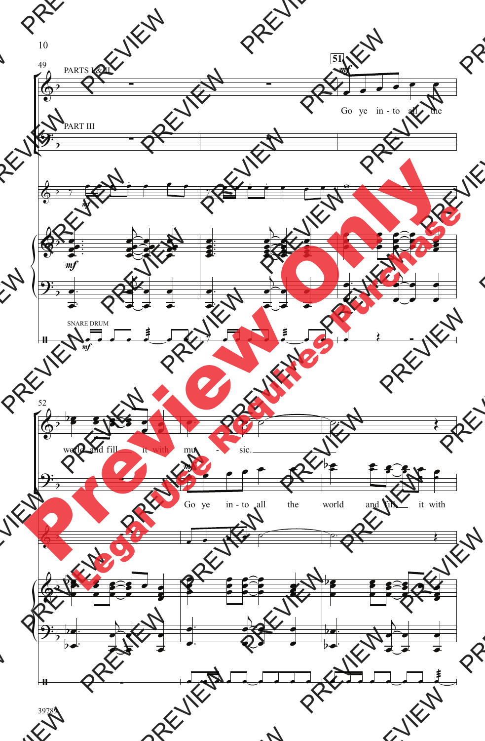PARTS I & II

PART III

SNARE DRUM

Go ye in - to all the

world and fill it with mu - sic.

Go ye in - to all the world and fill it with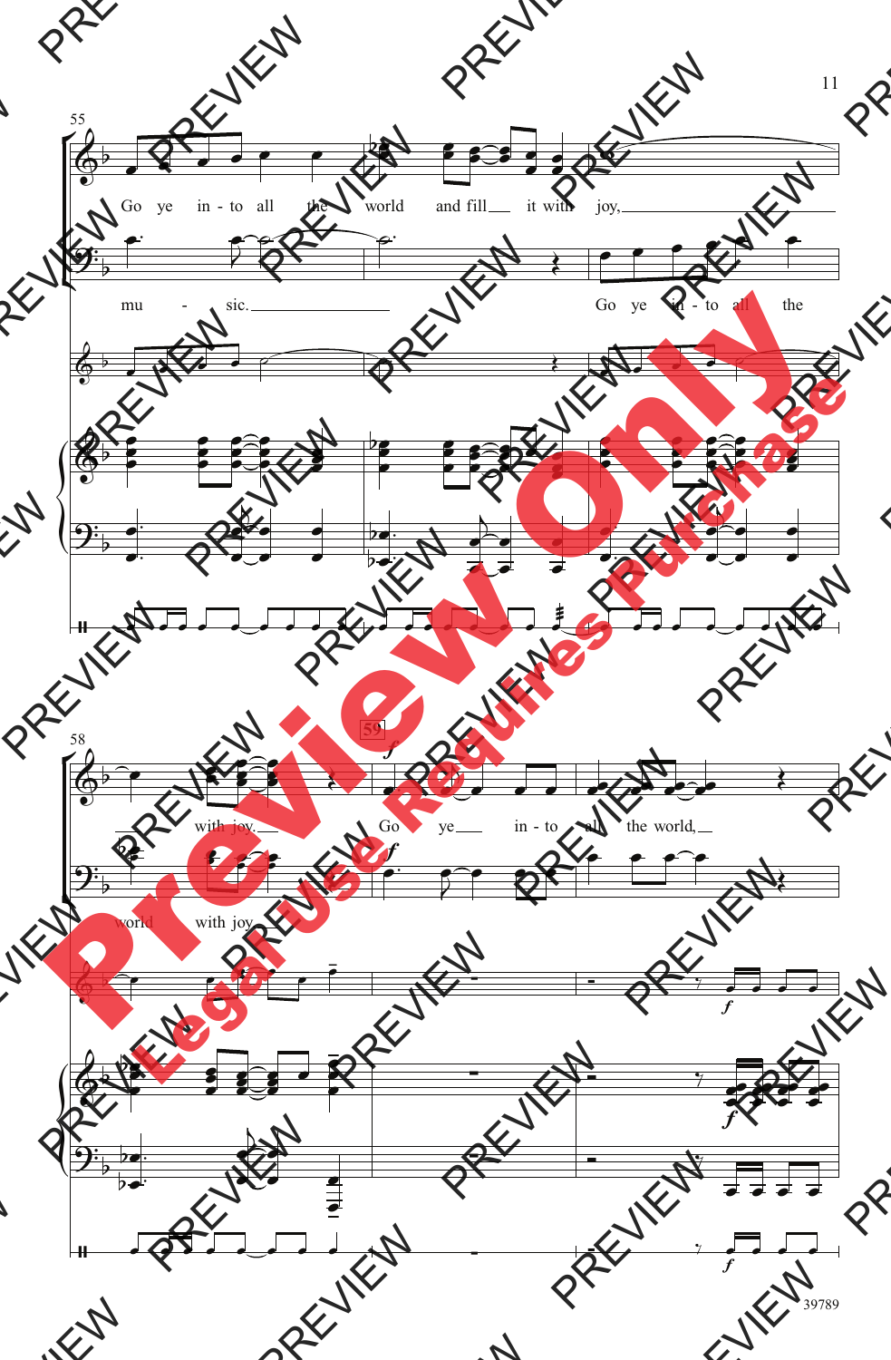55

Go ye in - to all the world and fill it with joy,

mu - sic. Go ye in - to all the

58

59

with joy. Go ye in - to all the world,

world with joy.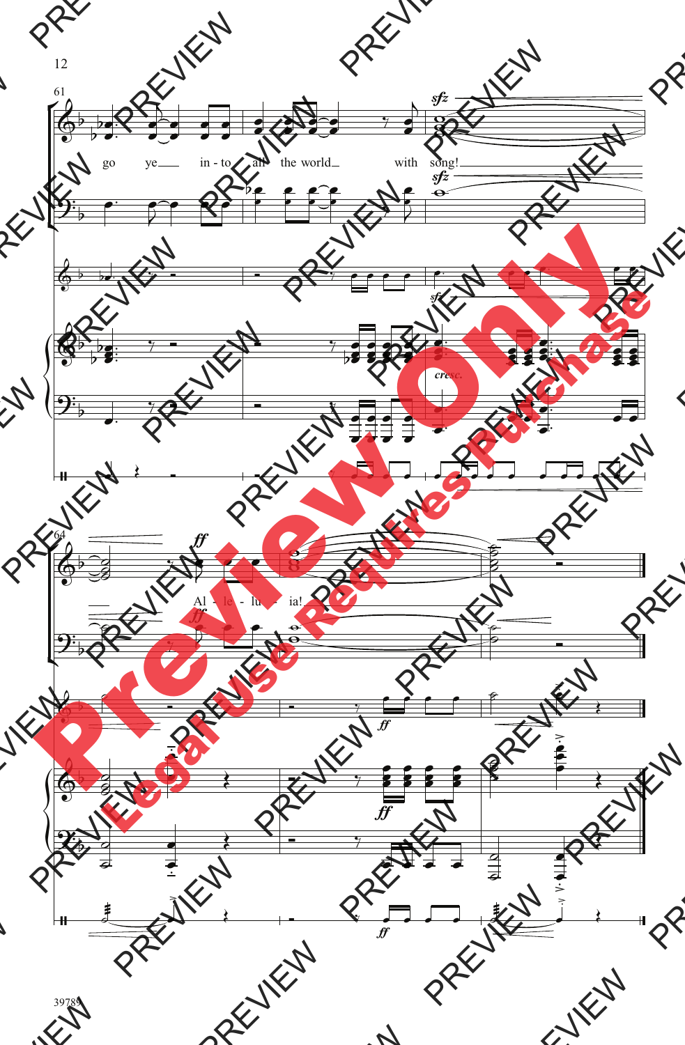go ye in - to all the world with song!

Al - le - lu - ia!